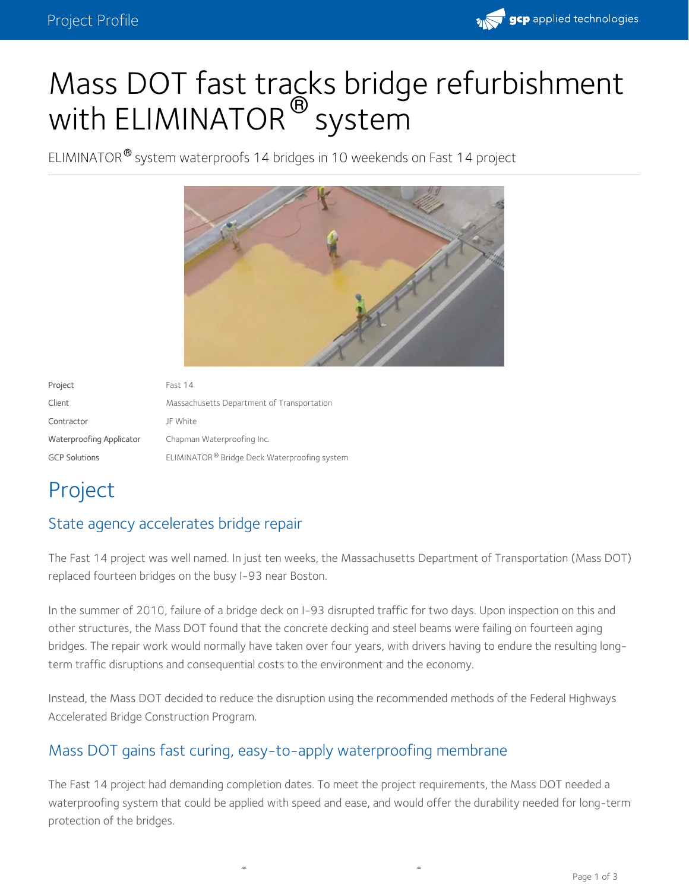# Mass DOT fast tracks bridge refurbishment with ELIMINATOR® system

ELIMINATOR® system waterproofs 14 bridges in 10 weekends on Fast 14 project

| | |
|---|---|
| Project | Fast 14 |
| Client | Massachusetts Department of Transportation |
| Contractor | JF White |
| Waterproofing Applicator | Chapman Waterproofing Inc. |
| GCP Solutions | ELIMINATOR® Bridge Deck Waterproofing system |

## Project

### State agency accelerates bridge repair

The Fast 14 project was well named. In just ten weeks, the Massachusetts Department of Transportation (Mass DOT) replaced fourteen bridges on the busy I-93 near Boston.

In the summer of 2010, failure of a bridge deck on I-93 disrupted traffic for two days. Upon inspection on this and other structures, the Mass DOT found that the concrete decking and steel beams were failing on fourteen aging bridges. The repair work would normally have taken over four years, with drivers having to endure the resulting long-term traffic disruptions and consequential costs to the environment and the economy.

Instead, the Mass DOT decided to reduce the disruption using the recommended methods of the Federal Highways Accelerated Bridge Construction Program.

### Mass DOT gains fast curing, easy-to-apply waterproofing membrane

The Fast 14 project had demanding completion dates. To meet the project requirements, the Mass DOT needed a waterproofing system that could be applied with speed and ease, and would offer the durability needed for long-term protection of the bridges.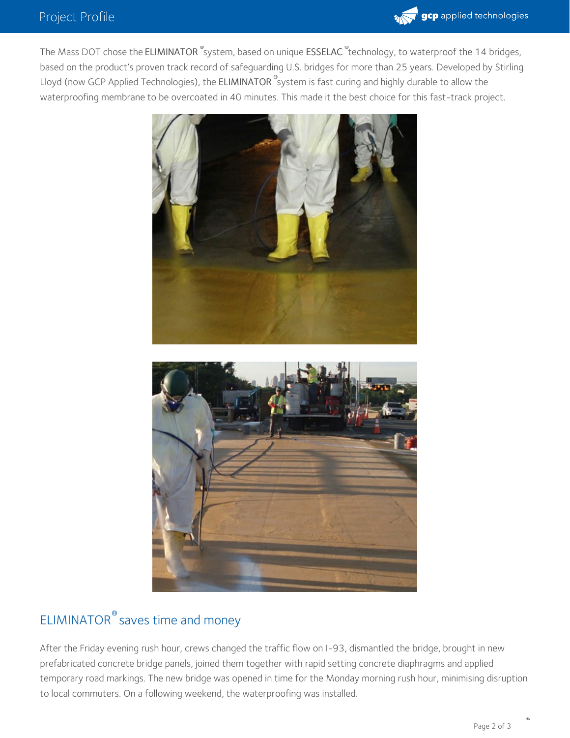The Mass DOT chose the ELIMINATOR® system, based on unique ESSELAC® technology, to waterproof the 14 bridges, based on the product's proven track record of safeguarding U.S. bridges for more than 25 years. Developed by Stirling Lloyd (now GCP Applied Technologies), the ELIMINATOR® system is fast curing and highly durable to allow the waterproofing membrane to be overcoated in 40 minutes. This made it the best choice for this fast-track project.

## ELIMINATOR® saves time and money

After the Friday evening rush hour, crews changed the traffic flow on I-93, dismantled the bridge, brought in new prefabricated concrete bridge panels, joined them together with rapid setting concrete diaphragms and applied temporary road markings. The new bridge was opened in time for the Monday morning rush hour, minimising disruption to local commuters. On a following weekend, the waterproofing was installed.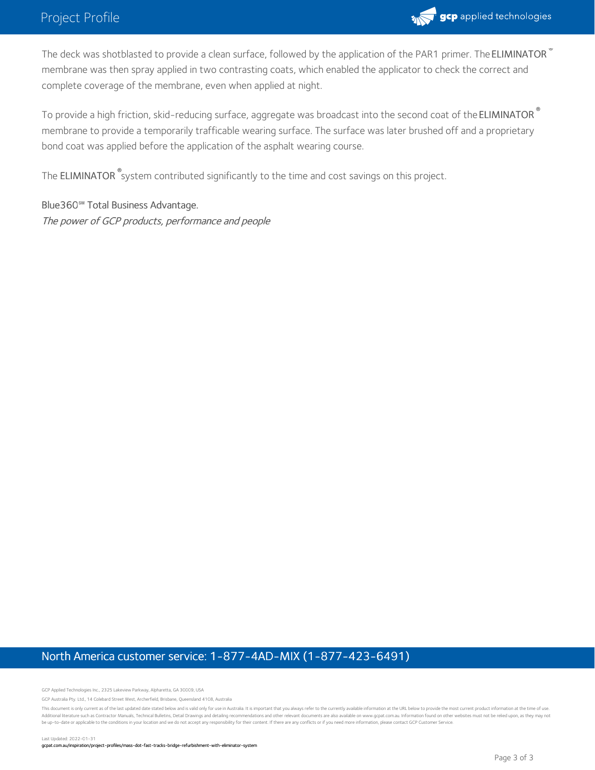The deck was shotblasted to provide a clean surface, followed by the application of the PAR1 primer. The ELIMINATOR® membrane was then spray applied in two contrasting coats, which enabled the applicator to check the correct and complete coverage of the membrane, even when applied at night.

To provide a high friction, skid-reducing surface, aggregate was broadcast into the second coat of the ELIMINATOR® membrane to provide a temporarily trafficable wearing surface. The surface was later brushed off and a proprietary bond coat was applied before the application of the asphalt wearing course.

The ELIMINATOR® system contributed significantly to the time and cost savings on this project.

Blue360℠ Total Business Advantage.
*The power of GCP products, performance and people*

North America customer service: 1-877-4AD-MIX (1-877-423-6491)

GCP Applied Technologies Inc., 2325 Lakeview Parkway, Alpharetta, GA 30009, USA

GCP Australia Pty. Ltd., 14 Colebard Street West, Archerfield, Brisbane, Queensland 4108, Australia

This document is only current as of the last updated date stated below and is valid only for use in Australia. It is important that you always refer to the currently available information at the URL below to provide the most current product information at the time of use. Additional literature such as Contractor Manuals, Technical Bulletins, Detail Drawings and detailing recommendations and other relevant documents are also available on www.gcpat.com.au. Information found on other websites must not be relied upon, as they may not be up-to-date or applicable to the conditions in your location and we do not accept any responsibility for their content. If there are any conflicts or if you need more information, please contact GCP Customer Service.

Last Updated: 2022-01-31
gcpat.com.au/inspiration/project-profiles/mass-dot-fast-tracks-bridge-refurbishment-with-eliminator-system